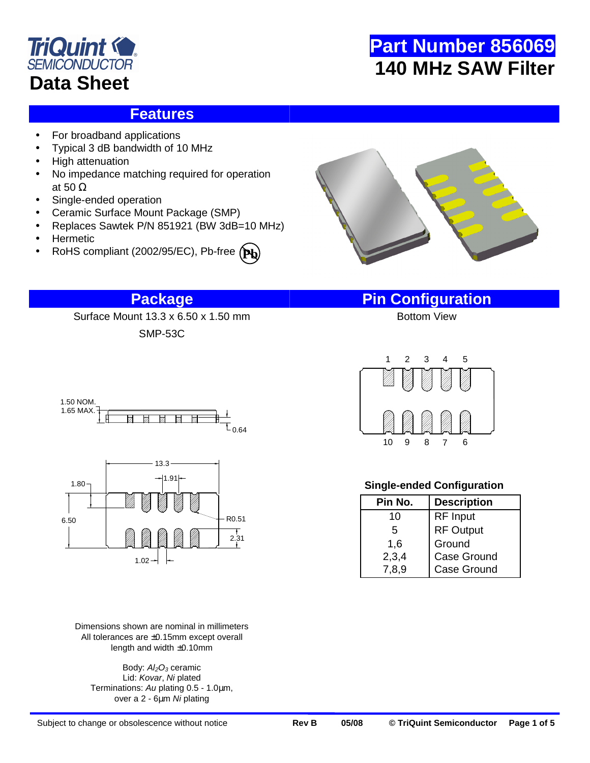TriQuint SEMICONDUCTOR

# Data Sheet

# Part Number 856069

# 140 MHz SAW Filter

## Features

- For broadband applications
- Typical 3 dB bandwidth of 10 MHz
- High attenuation
- No impedance matching required for operation at 50 Ω
- Single-ended operation
- Ceramic Surface Mount Package (SMP)
- Replaces Sawtek P/N 851921 (BW 3dB=10 MHz)
- Hermetic
- RoHS compliant (2002/95/EC), Pb-free

## Package

Surface Mount 13.3 x 6.50 x 1.50 mm

SMP-53C

Dimensions shown are nominal in millimeters
All tolerances are ±0.15mm except overall length and width ±0.10mm

Body: $Al_2O_3$ ceramic
Lid: *Kovar*, *Ni* plated
Terminations: *Au* plating 0.5 - 1.0µm, over a 2 - 6µm *Ni* plating

## Pin Configuration

Bottom View

### Single-ended Configuration

| Pin No. | Description |
|---|---|
| 10 | RF Input |
| 5 | RF Output |
| 1,6 | Ground |
| 2,3,4 | Case Ground |
| 7,8,9 | Case Ground |

Subject to change or obsolescence without notice Rev B 05/08 © TriQuint Semiconductor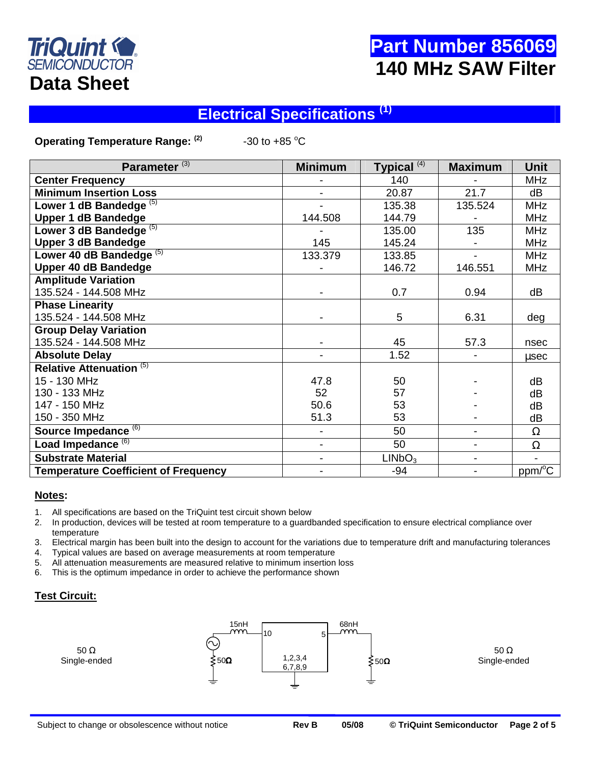TriQuint SEMICONDUCTOR

# Data Sheet

# Part Number 856069
# 140 MHz SAW Filter

## Electrical Specifications [1]

**Operating Temperature Range: [2]** -30 to +85 °C

| Parameter [3] | Minimum | Typical [4] | Maximum | Unit |
|---|---|---|---|---|
| **Center Frequency** | - | 140 | - | MHz |
| **Minimum Insertion Loss** | - | 20.87 | 21.7 | dB |
| **Lower 1 dB Bandedge** [5] | - | 135.38 | 135.524 | MHz |
| **Upper 1 dB Bandedge** | 144.508 | 144.79 | - | MHz |
| **Lower 3 dB Bandedge** [5] | - | 135.00 | 135 | MHz |
| **Upper 3 dB Bandedge** | 145 | 145.24 | - | MHz |
| **Lower 40 dB Bandedge** [5] | 133.379 | 133.85 | - | MHz |
| **Upper 40 dB Bandedge** | - | 146.72 | 146.551 | MHz |
| **Amplitude Variation** 135.524 - 144.508 MHz | - | 0.7 | 0.94 | dB |
| **Phase Linearity** 135.524 - 144.508 MHz | - | 5 | 6.31 | deg |
| **Group Delay Variation** 135.524 - 144.508 MHz | - | 45 | 57.3 | nsec |
| **Absolute Delay** | - | 1.52 | - | µsec |
| **Relative Attenuation** [5] | | | | |
| 15 - 130 MHz | 47.8 | 50 | - | dB |
| 130 - 133 MHz | 52 | 57 | - | dB |
| 147 - 150 MHz | 50.6 | 53 | - | dB |
| 150 - 350 MHz | 51.3 | 53 | - | dB |
| **Source Impedance** [6] | - | 50 | - | Ω |
| **Load Impedance** [6] | - | 50 | - | Ω |
| **Substrate Material** | - | $LiNbO_3$ | - | - |
| **Temperature Coefficient of Frequency** | - | -94 | - | ppm/°C |

**Notes:**

1. All specifications are based on the TriQuint test circuit shown below
2. In production, devices will be tested at room temperature to a guardbanded specification to ensure electrical compliance over temperature
3. Electrical margin has been built into the design to account for the variations due to temperature drift and manufacturing tolerances
4. Typical values are based on average measurements at room temperature
5. All attenuation measurements are measured relative to minimum insertion loss
6. This is the optimum impedance in order to achieve the performance shown

**Test Circuit:**

50 Ω Single-ended

15nH, 68nH, 10, 5, 1,2,3,4 6,7,8,9, 50Ω, 50Ω

50 Ω Single-ended

Subject to change or obsolescence without notice Rev B 05/08 © TriQuint Semiconductor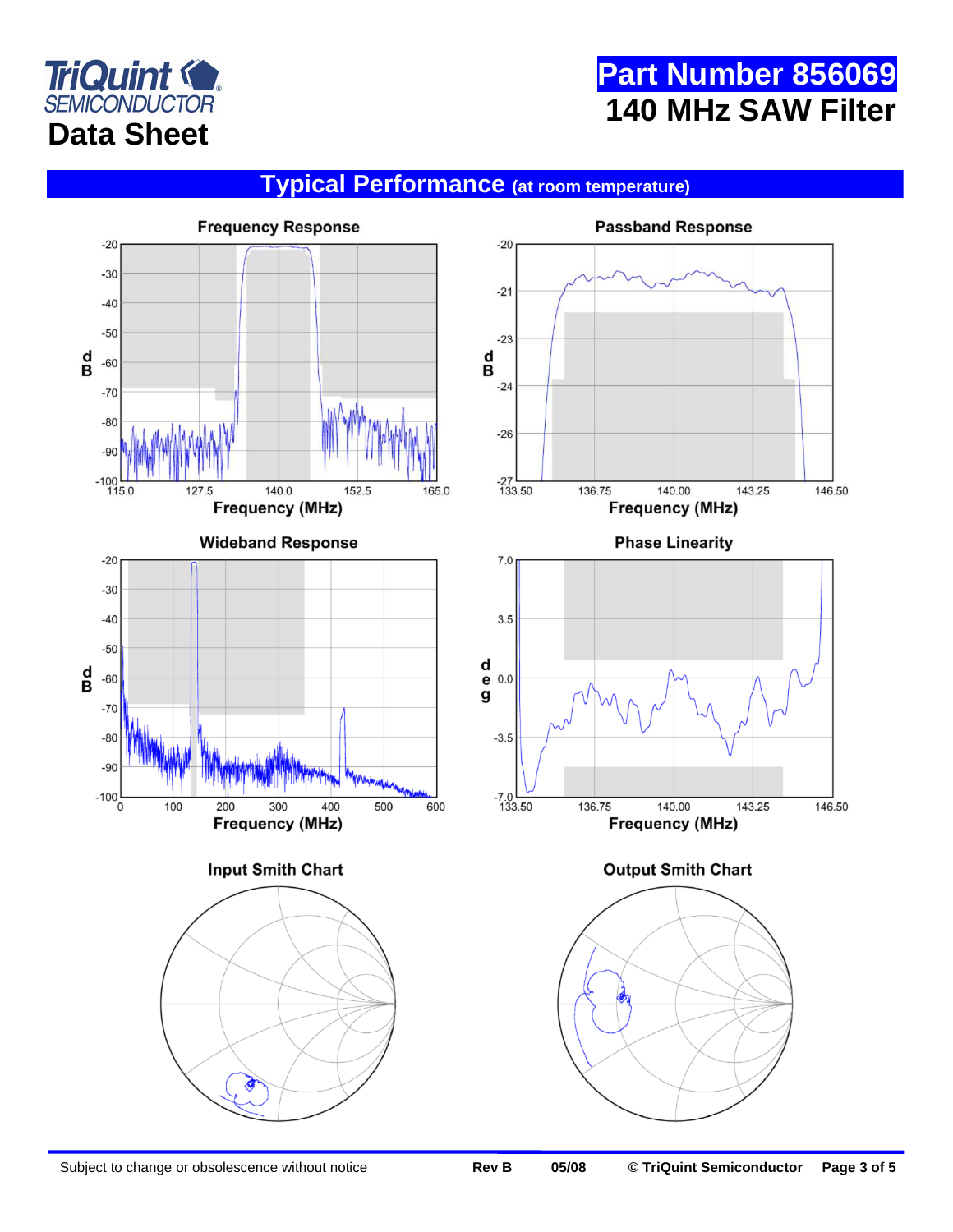# Part Number 856069

# 140 MHz SAW Filter

## Data Sheet

## Typical Performance (at room temperature)

### Frequency Response

dB (-20 to -100) vs. Frequency (MHz) (115.0, 127.5, 140.0, 152.5, 165.0)

### Passband Response

dB (-20 to -27) vs. Frequency (MHz) (133.50, 136.75, 140.00, 143.25, 146.50)

### Wideband Response

dB (-20 to -100) vs. Frequency (MHz) (0, 100, 200, 300, 400, 500, 600)

### Phase Linearity

deg (7.0 to -7.0) vs. Frequency (MHz) (133.50, 136.75, 140.00, 143.25, 146.50)

### Input Smith Chart

### Output Smith Chart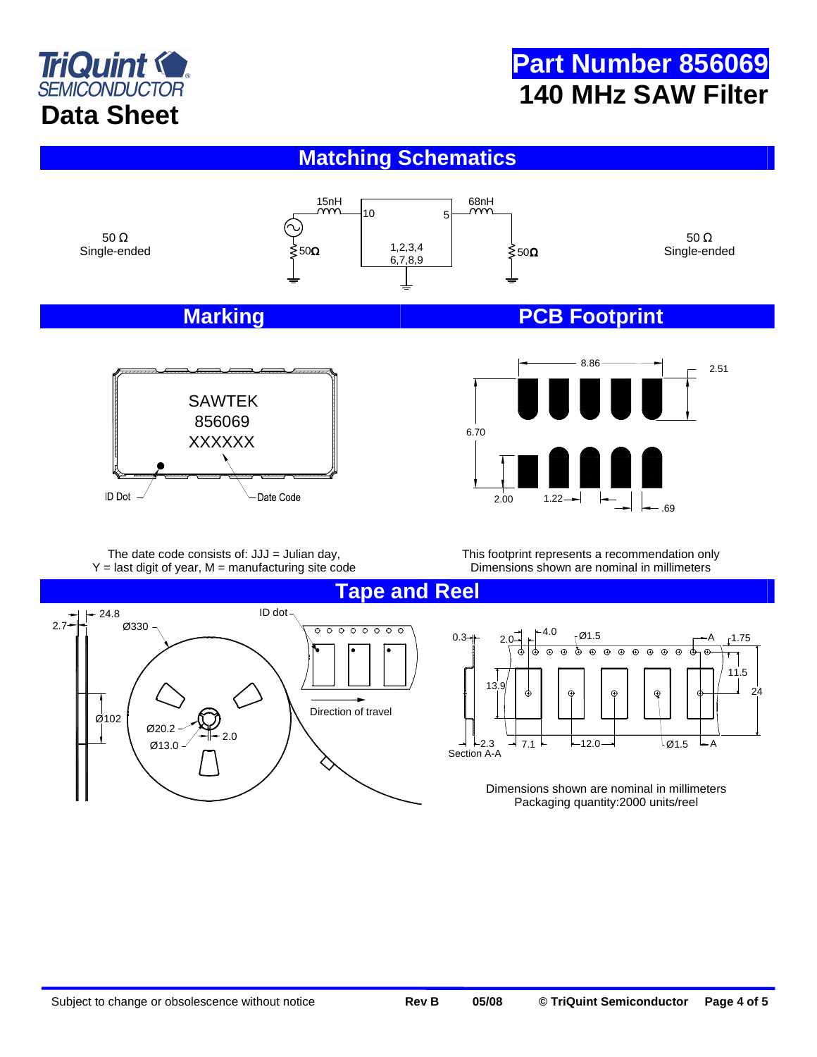# Part Number 856069
# 140 MHz SAW Filter

Data Sheet

## Matching Schematics

50 Ω Single-ended

15nH

10

5

68nH

50Ω

1,2,3,4 6,7,8,9

50Ω

50 Ω Single-ended

## Marking

SAWTEK
856069
XXXXXX

ID Dot

Date Code

The date code consists of: JJJ = Julian day, Y = last digit of year, M = manufacturing site code

## PCB Footprint

8.86

2.51

6.70

2.00

1.22

.69

This footprint represents a recommendation only
Dimensions shown are nominal in millimeters

## Tape and Reel

24.8

2.7

Ø330

ID dot

Ø102

Ø20.2

2.0

Ø13.0

Direction of travel

0.3

2.0

4.0

Ø1.5

A

1.75

11.5

13.9

24

2.3

Section A-A

7.1

12.0

Ø1.5

A

Dimensions shown are nominal in millimeters
Packaging quantity:2000 units/reel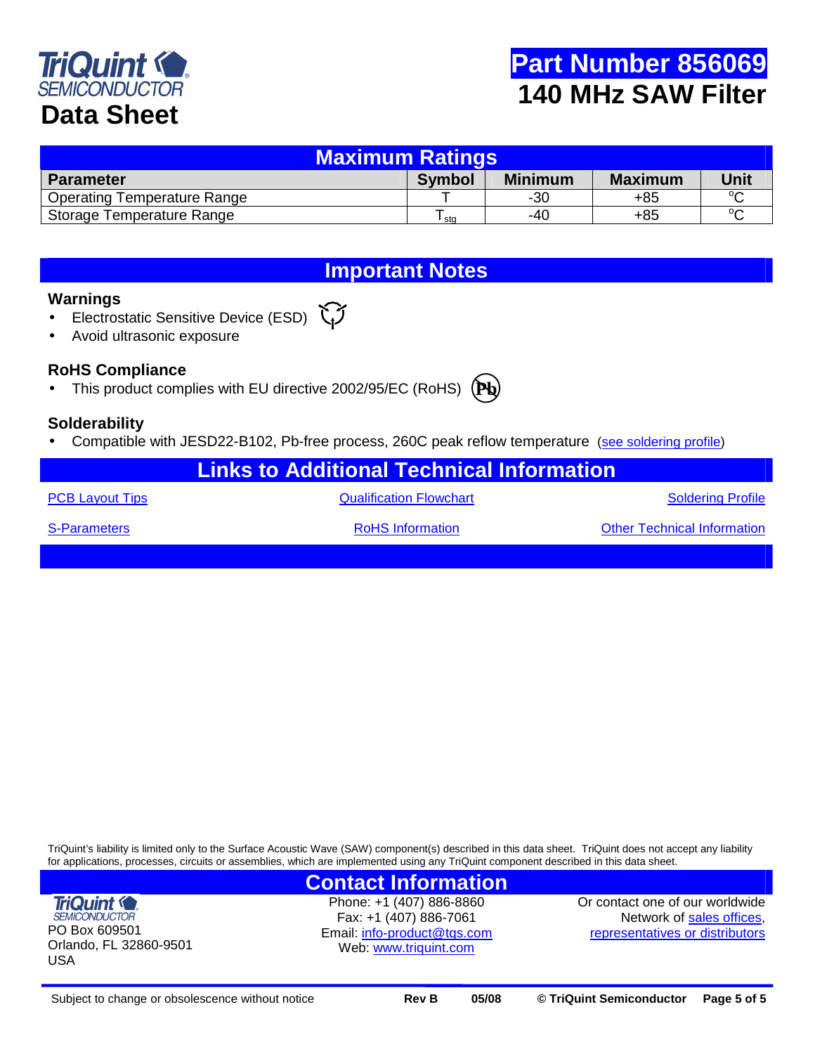# TriQuint SEMICONDUCTOR Data Sheet

# Part Number 856069
## 140 MHz SAW Filter

## Maximum Ratings

| Parameter | Symbol | Minimum | Maximum | Unit |
|---|---|---|---|---|
| Operating Temperature Range | T | -30 | +85 | °C |
| Storage Temperature Range | $T_{stg}$ | -40 | +85 | °C |

## Important Notes

### Warnings

- Electrostatic Sensitive Device (ESD)
- Avoid ultrasonic exposure

### RoHS Compliance

- This product complies with EU directive 2002/95/EC (RoHS)

### Solderability

- Compatible with JESD22-B102, Pb-free process, 260C peak reflow temperature (see soldering profile)

## Links to Additional Technical Information

| | | |
|---|---|---|
| PCB Layout Tips | Qualification Flowchart | Soldering Profile |
| S-Parameters | RoHS Information | Other Technical Information |

TriQuint's liability is limited only to the Surface Acoustic Wave (SAW) component(s) described in this data sheet. TriQuint does not accept any liability for applications, processes, circuits or assemblies, which are implemented using any TriQuint component described in this data sheet.

## Contact Information

TriQuint SEMICONDUCTOR
PO Box 609501
Orlando, FL 32860-9501
USA

Phone: +1 (407) 886-8860
Fax: +1 (407) 886-7061
Email: info-product@tqs.com
Web: www.triquint.com

Or contact one of our worldwide Network of sales offices, representatives or distributors

Subject to change or obsolescence without notice | Rev B | 05/08 | © TriQuint Semiconductor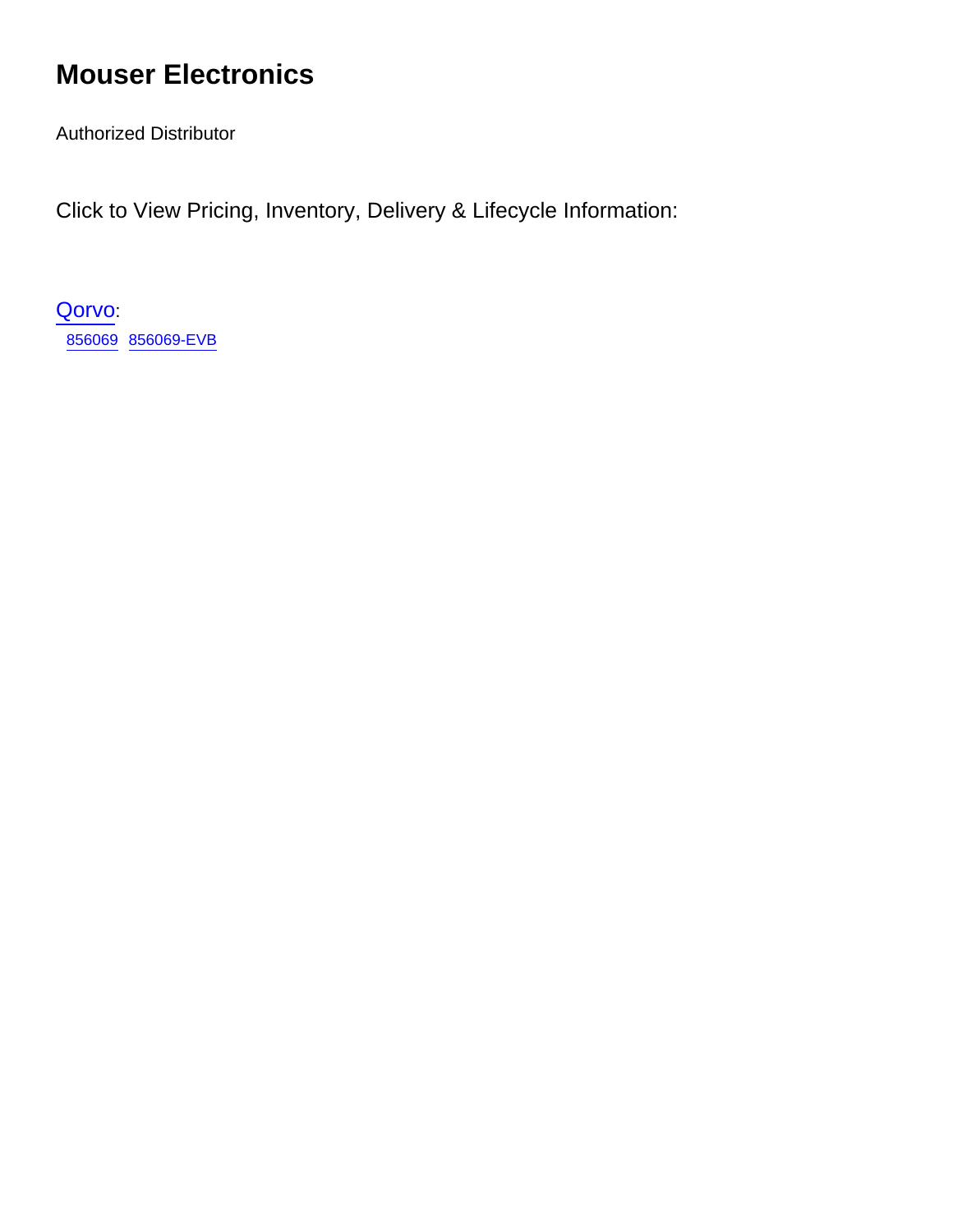# Mouser Electronics

Authorized Distributor

Click to View Pricing, Inventory, Delivery & Lifecycle Information:

Qorvo:

856069 856069-EVB